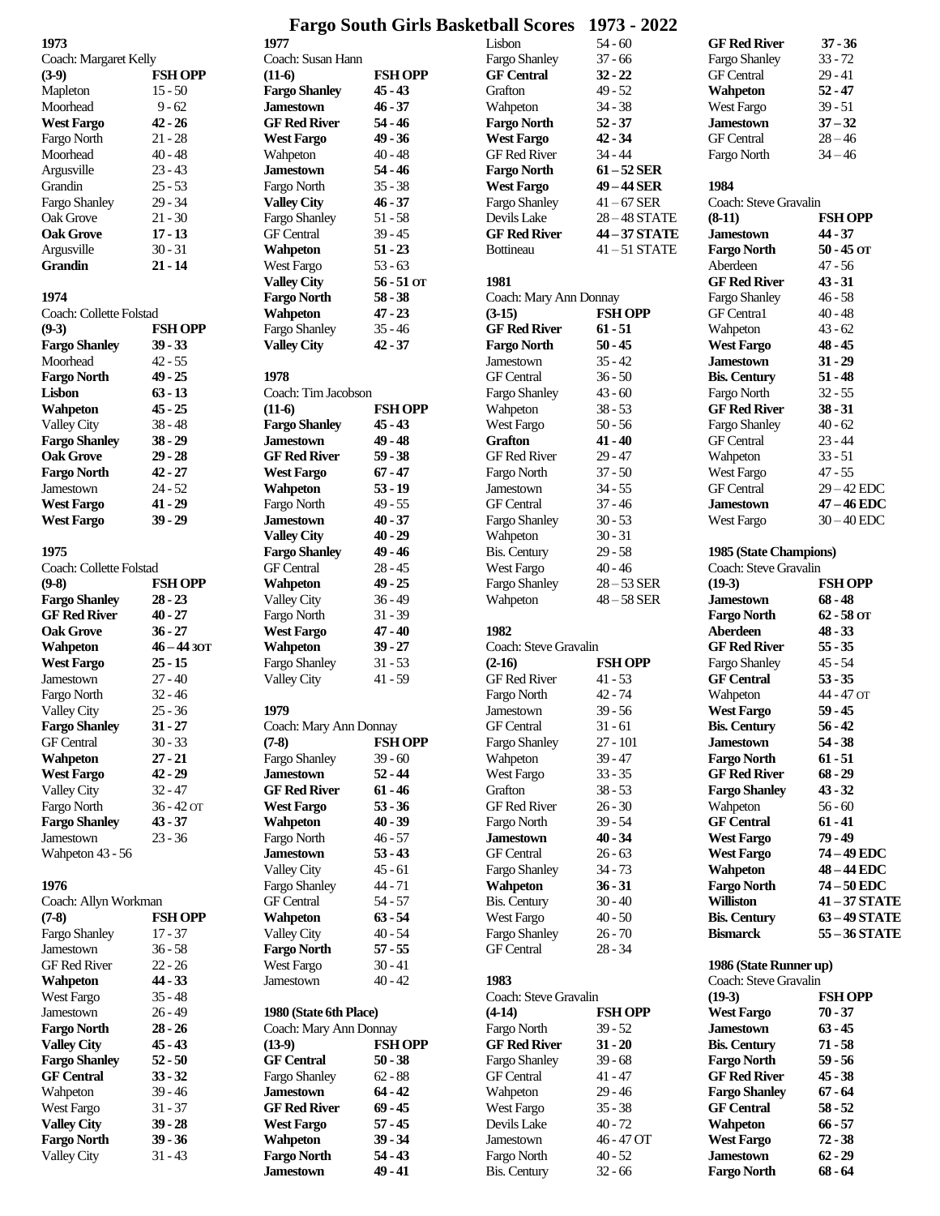# Fargo South Girls Basketball Scores 1973 - 2022

## 1973

Coach: Margaret Kelly

| (3-9) | FSH OPP |
| --- | --- |
| Mapleton | 15 - 50 |
| Moorhead | 9 - 62 |
| **West Fargo** | **42 - 26** |
| Fargo North | 21 - 28 |
| Moorhead | 40 - 48 |
| Argusville | 23 - 43 |
| Grandin | 25 - 53 |
| Fargo Shanley | 29 - 34 |
| Oak Grove | 21 - 30 |
| **Oak Grove** | **17 - 13** |
| Argusville | 30 - 31 |
| **Grandin** | **21 - 14** |

## 1974

Coach: Collette Folstad

| (9-3) | FSH OPP |
| --- | --- |
| **Fargo Shanley** | **39 - 33** |
| Moorhead | 42 - 55 |
| **Fargo North** | **49 - 25** |
| **Lisbon** | **63 - 13** |
| **Wahpeton** | **45 - 25** |
| Valley City | 38 - 48 |
| **Fargo Shanley** | **38 - 29** |
| **Oak Grove** | **29 - 28** |
| **Fargo North** | **42 - 27** |
| Jamestown | 24 - 52 |
| **West Fargo** | **41 - 29** |
| **West Fargo** | **39 - 29** |

## 1975

Coach: Collette Folstad

| (9-8) | FSH OPP |
| --- | --- |
| **Fargo Shanley** | **28 - 23** |
| **GF Red River** | **40 - 27** |
| **Oak Grove** | **36 - 27** |
| **Wahpeton** | **46 – 44 3OT** |
| **West Fargo** | **25 - 15** |
| Jamestown | 27 - 40 |
| Fargo North | 32 - 46 |
| Valley City | 25 - 36 |
| **Fargo Shanley** | **31 - 27** |
| GF Central | 30 - 33 |
| **Wahpeton** | **27 - 21** |
| **West Fargo** | **42 - 29** |
| Valley City | 32 - 47 |
| Fargo North | 36 - 42 OT |
| **Fargo Shanley** | **43 - 37** |
| Jamestown | 23 - 36 |
| Wahpeton 43 - 56 | |

## 1976

Coach: Allyn Workman

| (7-8) | FSH OPP |
| --- | --- |
| Fargo Shanley | 17 - 37 |
| Jamestown | 36 - 58 |
| GF Red River | 22 - 26 |
| **Wahpeton** | **44 - 33** |
| West Fargo | 35 - 48 |
| Jamestown | 26 - 49 |
| **Fargo North** | **28 - 26** |
| **Valley City** | **45 - 43** |
| **Fargo Shanley** | **52 - 50** |
| **GF Central** | **33 - 32** |
| Wahpeton | 39 - 46 |
| West Fargo | 31 - 37 |
| **Valley City** | **39 - 28** |
| **Fargo North** | **39 - 36** |
| Valley City | 31 - 43 |

## 1977

Coach: Susan Hann

| (11-6) | FSH OPP |
| --- | --- |
| **Fargo Shanley** | **45 - 43** |
| **Jamestown** | **46 - 37** |
| **GF Red River** | **54 - 46** |
| **West Fargo** | **49 - 36** |
| Wahpeton | 40 - 48 |
| **Jamestown** | **54 - 46** |
| Fargo North | 35 - 38 |
| **Valley City** | **46 - 37** |
| Fargo Shanley | 51 - 58 |
| GF Central | 39 - 45 |
| **Wahpeton** | **51 - 23** |
| West Fargo | 53 - 63 |
| **Valley City** | **56 - 51 OT** |
| **Fargo North** | **58 - 38** |
| **Wahpeton** | **47 - 23** |
| Fargo Shanley | 35 - 46 |
| **Valley City** | **42 - 37** |

## 1978

Coach: Tim Jacobson

| (11-6) | FSH OPP |
| --- | --- |
| **Fargo Shanley** | **45 - 43** |
| **Jamestown** | **49 - 48** |
| **GF Red River** | **59 - 38** |
| **West Fargo** | **67 - 47** |
| **Wahpeton** | **53 - 19** |
| Fargo North | 49 - 55 |
| **Jamestown** | **40 - 37** |
| **Valley City** | **40 - 29** |
| **Fargo Shanley** | **49 - 46** |
| GF Central | 28 - 45 |
| **Wahpeton** | **49 - 25** |
| Valley City | 36 - 49 |
| Fargo North | 31 - 39 |
| **West Fargo** | **47 - 40** |
| **Wahpeton** | **39 - 27** |
| Fargo Shanley | 31 - 53 |
| Valley City | 41 - 59 |

## 1979

Coach: Mary Ann Donnay

| (7-8) | FSH OPP |
| --- | --- |
| Fargo Shanley | 39 - 60 |
| **Jamestown** | **52 - 44** |
| **GF Red River** | **61 - 46** |
| **West Fargo** | **53 - 36** |
| **Wahpeton** | **40 - 39** |
| Fargo North | 46 - 57 |
| **Jamestown** | **53 - 43** |
| Valley City | 45 - 61 |
| Fargo Shanley | 44 - 71 |
| GF Central | 54 - 57 |
| **Wahpeton** | **63 - 54** |
| Valley City | 40 - 54 |
| **Fargo North** | **57 - 55** |
| West Fargo | 30 - 41 |
| Jamestown | 40 - 42 |

## 1980 (State 6th Place)

Coach: Mary Ann Donnay

| (13-9) | FSH OPP |
| --- | --- |
| **GF Central** | **50 - 38** |
| Fargo Shanley | 62 - 88 |
| **Jamestown** | **64 - 42** |
| **GF Red River** | **69 - 45** |
| **West Fargo** | **57 - 45** |
| **Wahpeton** | **39 - 34** |
| **Fargo North** | **54 - 43** |
| **Jamestown** | **49 - 41** |
| Lisbon | 54 - 60 |
| Fargo Shanley | 37 - 66 |
| **GF Central** | **32 - 22** |
| Grafton | 49 - 52 |
| Wahpeton | 34 - 38 |
| **Fargo North** | **52 - 37** |
| **West Fargo** | **42 - 34** |
| GF Red River | 34 - 44 |
| **Fargo North** | **61 – 52 SER** |
| **West Fargo** | **49 – 44 SER** |
| Fargo Shanley | 41 – 67 SER |
| Devils Lake | 28 – 48 STATE |
| **GF Red River** | **44 – 37 STATE** |
| Bottineau | 41 – 51 STATE |

## 1981

Coach: Mary Ann Donnay

| (3-15) | FSH OPP |
| --- | --- |
| **GF Red River** | **61 - 51** |
| **Fargo North** | **50 - 45** |
| Jamestown | 35 - 42 |
| GF Central | 36 - 50 |
| Fargo Shanley | 43 - 60 |
| Wahpeton | 38 - 53 |
| West Fargo | 50 - 56 |
| **Grafton** | **41 - 40** |
| GF Red River | 29 - 47 |
| Fargo North | 37 - 50 |
| Jamestown | 34 - 55 |
| GF Central | 37 - 46 |
| Fargo Shanley | 30 - 53 |
| Wahpeton | 30 - 31 |
| Bis. Century | 29 - 58 |
| West Fargo | 40 - 46 |
| Fargo Shanley | 28 – 53 SER |
| Wahpeton | 48 – 58 SER |

## 1982

Coach: Steve Gravalin

| (2-16) | FSH OPP |
| --- | --- |
| GF Red River | 41 - 53 |
| Fargo North | 42 - 74 |
| Jamestown | 39 - 56 |
| GF Central | 31 - 61 |
| Fargo Shanley | 27 - 101 |
| Wahpeton | 39 - 47 |
| West Fargo | 33 - 35 |
| Grafton | 38 - 53 |
| GF Red River | 26 - 30 |
| Fargo North | 39 - 54 |
| **Jamestown** | **40 - 34** |
| GF Central | 26 - 63 |
| Fargo Shanley | 34 - 73 |
| **Wahpeton** | **36 - 31** |
| Bis. Century | 30 - 40 |
| West Fargo | 40 - 50 |
| Fargo Shanley | 26 - 70 |
| GF Central | 28 - 34 |

## 1983

Coach: Steve Gravalin

| (4-14) | FSH OPP |
| --- | --- |
| Fargo North | 39 - 52 |
| **GF Red River** | **31 - 20** |
| Fargo Shanley | 39 - 68 |
| GF Central | 41 - 47 |
| Wahpeton | 29 - 46 |
| West Fargo | 35 - 38 |
| Devils Lake | 40 - 72 |
| Jamestown | 46 - 47 OT |
| Fargo North | 40 - 52 |
| Bis. Century | 32 - 66 |
| **GF Red River** | **37 - 36** |
| Fargo Shanley | 33 - 72 |
| GF Central | 29 - 41 |
| **Wahpeton** | **52 - 47** |
| West Fargo | 39 - 51 |
| **Jamestown** | **37 – 32** |
| GF Central | 28 – 46 |
| Fargo North | 34 – 46 |

## 1984

Coach: Steve Gravalin

| (8-11) | FSH OPP |
| --- | --- |
| **Jamestown** | **44 - 37** |
| **Fargo North** | **50 - 45 OT** |
| Aberdeen | 47 - 56 |
| **GF Red River** | **43 - 31** |
| Fargo Shanley | 46 - 58 |
| GF Centra1 | 40 - 48 |
| Wahpeton | 43 - 62 |
| **West Fargo** | **48 - 45** |
| **Jamestown** | **31 - 29** |
| **Bis. Century** | **51 - 48** |
| Fargo North | 32 - 55 |
| **GF Red River** | **38 - 31** |
| Fargo Shanley | 40 - 62 |
| GF Central | 23 - 44 |
| Wahpeton | 33 - 51 |
| West Fargo | 47 - 55 |
| GF Central | 29 – 42 EDC |
| **Jamestown** | **47 – 46 EDC** |
| West Fargo | 30 – 40 EDC |

## 1985 (State Champions)

Coach: Steve Gravalin

| (19-3) | FSH OPP |
| --- | --- |
| **Jamestown** | **68 - 48** |
| **Fargo North** | **62 - 58 OT** |
| **Aberdeen** | **48 - 33** |
| **GF Red River** | **55 - 35** |
| Fargo Shanley | 45 - 54 |
| **GF Central** | **53 - 35** |
| Wahpeton | 44 - 47 OT |
| **West Fargo** | **59 - 45** |
| **Bis. Century** | **56 - 42** |
| **Jamestown** | **54 - 38** |
| **Fargo North** | **61 - 51** |
| **GF Red River** | **68 - 29** |
| **Fargo Shanley** | **43 - 32** |
| Wahpeton | 56 - 60 |
| **GF Central** | **61 - 41** |
| **West Fargo** | **79 - 49** |
| **West Fargo** | **74 – 49 EDC** |
| **Wahpeton** | **48 – 44 EDC** |
| **Fargo North** | **74 – 50 EDC** |
| **Williston** | **41 – 37 STATE** |
| **Bis. Century** | **63 – 49 STATE** |
| **Bismarck** | **55 – 36 STATE** |

## 1986 (State Runner up)

Coach: Steve Gravalin

| (19-3) | FSH OPP |
| --- | --- |
| **West Fargo** | **70 - 37** |
| **Jamestown** | **63 - 45** |
| **Bis. Century** | **71 - 58** |
| **Fargo North** | **59 - 56** |
| **GF Red River** | **45 - 38** |
| **Fargo Shanley** | **67 - 64** |
| **GF Central** | **58 - 52** |
| **Wahpeton** | **66 - 57** |
| **West Fargo** | **72 - 38** |
| **Jamestown** | **62 - 29** |
| **Fargo North** | **68 - 64** |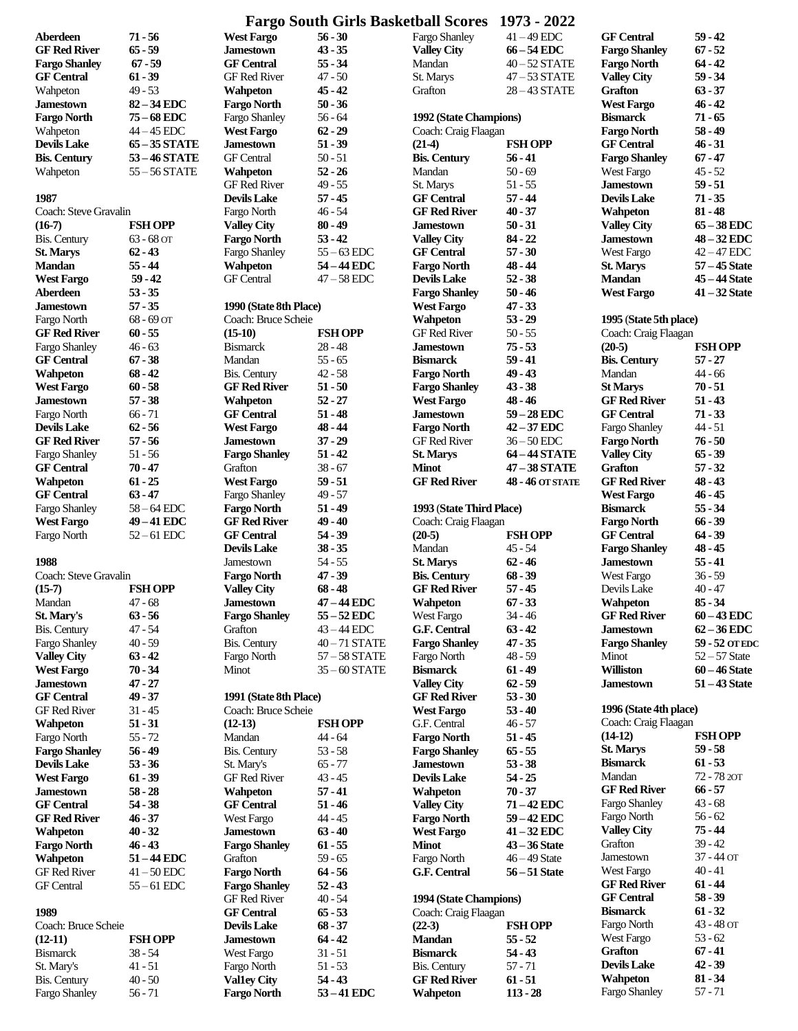# Fargo South Girls Basketball Scores 1973 - 2022

| | |
|---|---|
| **Aberdeen** | **71 - 56** |
| **GF Red River** | **65 - 59** |
| **Fargo Shanley** | **67 - 59** |
| **GF Central** | **61 - 39** |
| Wahpeton | 49 - 53 |
| **Jamestown** | **82 – 34 EDC** |
| **Fargo North** | **75 – 68 EDC** |
| Wahpeton | 44 – 45 EDC |
| **Devils Lake** | **65 – 35 STATE** |
| **Bis. Century** | **53 – 46 STATE** |
| Wahpeton | 55 – 56 STATE |

**1987**

Coach: Steve Gravalin

| **(16-7)** | **FSH OPP** |
|---|---|
| Bis. Century | 63 - 68 OT |
| **St. Marys** | **62 - 43** |
| **Mandan** | **55 - 44** |
| **West Fargo** | **59 - 42** |
| **Aberdeen** | **53 - 35** |
| **Jamestown** | **57 - 35** |
| Fargo North | 68 - 69 OT |
| **GF Red River** | **60 - 55** |
| Fargo Shanley | 46 - 63 |
| **GF Central** | **67 - 38** |
| **Wahpeton** | **68 - 42** |
| **West Fargo** | **60 - 58** |
| **Jamestown** | **57 - 38** |
| Fargo North | 66 - 71 |
| **Devils Lake** | **62 - 56** |
| **GF Red River** | **57 - 56** |
| Fargo Shanley | 51 - 56 |
| **GF Central** | **70 - 47** |
| **Wahpeton** | **61 - 25** |
| **GF Central** | **63 - 47** |
| Fargo Shanley | 58 – 64 EDC |
| **West Fargo** | **49 – 41 EDC** |
| Fargo North | 52 – 61 EDC |

**1988**

Coach: Steve Gravalin

| **(15-7)** | **FSH OPP** |
|---|---|
| Mandan | 47 - 68 |
| **St. Mary's** | **63 - 56** |
| Bis. Century | 47 - 54 |
| Fargo Shanley | 40 - 59 |
| **Valley City** | **63 - 42** |
| **West Fargo** | **70 - 34** |
| **Jamestown** | **47 - 27** |
| **GF Central** | **49 - 37** |
| GF Red River | 31 - 45 |
| **Wahpeton** | **51 - 31** |
| Fargo North | 55 - 72 |
| **Fargo Shanley** | **56 - 49** |
| **Devils Lake** | **53 - 36** |
| **West Fargo** | **61 - 39** |
| **Jamestown** | **58 - 28** |
| **GF Central** | **54 - 38** |
| **GF Red River** | **46 - 37** |
| **Wahpeton** | **40 - 32** |
| **Fargo North** | **46 - 43** |
| **Wahpeton** | **51 – 44 EDC** |
| GF Red River | 41 – 50 EDC |
| GF Central | 55 – 61 EDC |

**1989**

Coach: Bruce Scheie

| **(12-11)** | **FSH OPP** |
|---|---|
| Bismarck | 38 - 54 |
| St. Mary's | 41 - 51 |
| Bis. Century | 40 - 50 |
| Fargo Shanley | 56 - 71 |
| **West Fargo** | **56 - 30** |
| **Jamestown** | **43 - 35** |
| **GF Central** | **55 - 34** |
| GF Red River | 47 - 50 |
| **Wahpeton** | **45 - 42** |
| **Fargo North** | **50 - 36** |
| Fargo Shanley | 56 - 64 |
| **West Fargo** | **62 - 29** |
| **Jamestown** | **51 - 39** |
| GF Central | 50 - 51 |
| **Wahpeton** | **52 - 26** |
| GF Red River | 49 - 55 |
| **Devils Lake** | **57 - 45** |
| Fargo North | 46 - 54 |
| **Valley City** | **80 - 49** |
| **Fargo North** | **53 - 42** |
| Fargo Shanley | 55 – 63 EDC |
| **Wahpeton** | **54 – 44 EDC** |
| GF Central | 47 – 58 EDC |

**1990 (State 8th Place)**

Coach: Bruce Scheie

| **(15-10)** | **FSH OPP** |
|---|---|
| Bismarck | 28 - 48 |
| Mandan | 55 - 65 |
| Bis. Century | 42 - 58 |
| **GF Red River** | **51 - 50** |
| **Wahpeton** | **52 - 27** |
| **GF Central** | **51 - 48** |
| **West Fargo** | **48 - 44** |
| **Jamestown** | **37 - 29** |
| **Fargo Shanley** | **51 - 42** |
| Grafton | 38 - 67 |
| **West Fargo** | **59 - 51** |
| Fargo Shanley | 49 - 57 |
| **Fargo North** | **51 - 49** |
| **GF Red River** | **49 - 40** |
| **GF Central** | **54 - 39** |
| **Devils Lake** | **38 - 35** |
| Jamestown | 54 - 55 |
| **Fargo North** | **47 - 39** |
| **Valley City** | **68 - 48** |
| **Jamestown** | **47 – 44 EDC** |
| **Fargo Shanley** | **55 – 52 EDC** |
| Grafton | 43 – 44 EDC |
| Bis. Century | 40 – 71 STATE |
| Fargo North | 57 – 58 STATE |
| Minot | 35 – 60 STATE |

**1991 (State 8th Place)**

Coach: Bruce Scheie

| **(12-13)** | **FSH OPP** |
|---|---|
| Mandan | 44 - 64 |
| Bis. Century | 53 - 58 |
| St. Mary's | 65 - 77 |
| GF Red River | 43 - 45 |
| **Wahpeton** | **57 - 41** |
| **GF Central** | **51 - 46** |
| West Fargo | 44 - 45 |
| **Jamestown** | **63 - 40** |
| **Fargo Shanley** | **61 - 55** |
| Grafton | 59 - 65 |
| **Fargo North** | **64 - 56** |
| **Fargo Shanley** | **52 - 43** |
| GF Red River | 40 - 54 |
| **GF Central** | **65 - 53** |
| **Devils Lake** | **68 - 37** |
| **Jamestown** | **64 - 42** |
| West Fargo | 31 - 51 |
| Fargo North | 51 - 53 |
| **Val1ey City** | **54 - 43** |
| **Fargo North** | **53 – 41 EDC** |
| Fargo Shanley | 41 – 49 EDC |
| **Valley City** | **66 – 54 EDC** |
| Mandan | 40 – 52 STATE |
| St. Marys | 47 – 53 STATE |
| Grafton | 28 – 43 STATE |

**1992 (State Champions)**

Coach: Craig Flaagan

| **(21-4)** | **FSH OPP** |
|---|---|
| **Bis. Century** | **56 - 41** |
| Mandan | 50 - 69 |
| St. Marys | 51 - 55 |
| **GF Central** | **57 - 44** |
| **GF Red River** | **40 - 37** |
| **Jamestown** | **50 - 31** |
| **Valley City** | **84 - 22** |
| **GF Central** | **57 - 30** |
| **Fargo North** | **48 - 44** |
| **Devils Lake** | **52 - 38** |
| **Fargo Shanley** | **50 - 46** |
| **West Fargo** | **47 - 33** |
| **Wahpeton** | **53 - 29** |
| GF Red River | 50 - 55 |
| **Jamestown** | **75 - 53** |
| **Bismarck** | **59 - 41** |
| **Fargo North** | **49 - 43** |
| **Fargo Shanley** | **43 - 38** |
| **West Fargo** | **48 - 46** |
| **Jamestown** | **59 – 28 EDC** |
| **Fargo North** | **42 – 37 EDC** |
| GF Red River | 36 – 50 EDC |
| **St. Marys** | **64 – 44 STATE** |
| **Minot** | **47 – 38 STATE** |
| **GF Red River** | **48 - 46 OT STATE** |

**1993 (State Third Place)**

Coach: Craig Flaagan

| **(20-5)** | **FSH OPP** |
|---|---|
| Mandan | 45 - 54 |
| **St. Marys** | **62 - 46** |
| **Bis. Century** | **68 - 39** |
| **GF Red River** | **57 - 45** |
| **Wahpeton** | **67 - 33** |
| West Fargo | 34 - 46 |
| **G.F. Central** | **63 - 42** |
| **Fargo Shanley** | **47 - 35** |
| Fargo North | 48 - 59 |
| **Bismarck** | **61 - 49** |
| **Valley City** | **62 - 59** |
| **GF Red River** | **53 - 30** |
| **West Fargo** | **53 - 40** |
| G.F. Central | 46 - 57 |
| **Fargo North** | **51 - 45** |
| **Fargo Shanley** | **65 - 55** |
| **Jamestown** | **53 - 38** |
| **Devils Lake** | **54 - 25** |
| **Wahpeton** | **70 - 37** |
| **Valley City** | **71 – 42 EDC** |
| **Fargo North** | **59 – 42 EDC** |
| **West Fargo** | **41 – 32 EDC** |
| **Minot** | **43 – 36 State** |
| Fargo North | 46 – 49 State |
| **G.F. Central** | **56 – 51 State** |

**1994 (State Champions)**

Coach: Craig Flaagan

| **(22-3)** | **FSH OPP** |
|---|---|
| **Mandan** | **55 - 52** |
| **Bismarck** | **54 - 43** |
| Bis. Century | 57 - 71 |
| **GF Red River** | **61 - 51** |
| **Wahpeton** | **113 - 28** |
| **GF Central** | **59 - 42** |
| **Fargo Shanley** | **67 - 52** |
| **Fargo North** | **64 - 42** |
| **Valley City** | **59 - 34** |
| **Grafton** | **63 - 37** |
| **West Fargo** | **46 - 42** |
| **Bismarck** | **71 - 65** |
| **Fargo North** | **58 - 49** |
| **GF Central** | **46 - 31** |
| **Fargo Shanley** | **67 - 47** |
| West Fargo | 45 - 52 |
| **Jamestown** | **59 - 51** |
| **Devils Lake** | **71 - 35** |
| **Wahpeton** | **81 - 48** |
| **Valley City** | **65 – 38 EDC** |
| **Jamestown** | **48 – 32 EDC** |
| West Fargo | 42 – 47 EDC |
| **St. Marys** | **57 – 45 State** |
| **Mandan** | **45 – 44 State** |
| **West Fargo** | **41 – 32 State** |

**1995 (State 5th place)**

Coach: Craig Flaagan

| **(20-5)** | **FSH OPP** |
|---|---|
| **Bis. Century** | **57 - 27** |
| Mandan | 44 - 66 |
| **St Marys** | **70 - 51** |
| **GF Red River** | **51 - 43** |
| **GF Central** | **71 - 33** |
| Fargo Shanley | 44 - 51 |
| **Fargo North** | **76 - 50** |
| **Valley City** | **65 - 39** |
| **Grafton** | **57 - 32** |
| **GF Red River** | **48 - 43** |
| **West Fargo** | **46 - 45** |
| **Bismarck** | **55 - 34** |
| **Fargo North** | **66 - 39** |
| **GF Central** | **64 - 39** |
| **Fargo Shanley** | **48 - 45** |
| **Jamestown** | **55 - 41** |
| West Fargo | 36 - 59 |
| Devils Lake | 40 - 47 |
| **Wahpeton** | **85 - 34** |
| **GF Red River** | **60 – 43 EDC** |
| **Jamestown** | **62 – 36 EDC** |
| **Fargo Shanley** | **59 - 52 OT EDC** |
| Minot | 52 – 57 State |
| **Williston** | **60 – 46 State** |
| **Jamestown** | **51 – 43 State** |

**1996 (State 4th place)**

Coach: Craig Flaagan

| **(14-12)** | **FSH OPP** |
|---|---|
| **St. Marys** | **59 - 58** |
| **Bismarck** | **61 - 53** |
| Mandan | 72 - 78 2OT |
| **GF Red River** | **66 - 57** |
| Fargo Shanley | 43 - 68 |
| Fargo North | 56 - 62 |
| **Valley City** | **75 - 44** |
| Grafton | 39 - 42 |
| Jamestown | 37 - 44 OT |
| West Fargo | 40 - 41 |
| **GF Red River** | **61 - 44** |
| **GF Central** | **58 - 39** |
| **Bismarck** | **61 - 32** |
| Fargo North | 43 - 48 OT |
| West Fargo | 53 - 62 |
| **Grafton** | **67 - 41** |
| **Devils Lake** | **42 - 39** |
| **Wahpeton** | **81 - 34** |
| Fargo Shanley | 57 - 71 |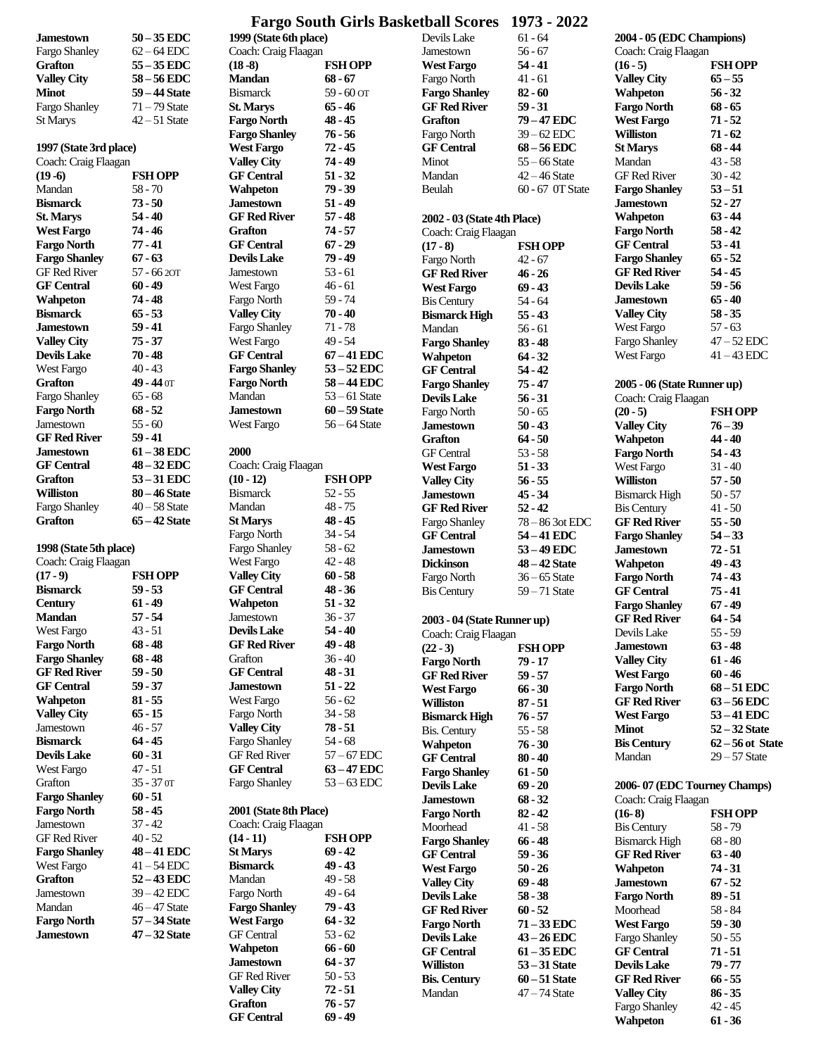# Fargo South Girls Basketball Scores 1973 - 2022

| | |
|---|---|
| **Jamestown** | **50 – 35 EDC** |
| Fargo Shanley | 62 – 64 EDC |
| **Grafton** | **55 – 35 EDC** |
| **Valley City** | **58 – 56 EDC** |
| **Minot** | **59 – 44 State** |
| Fargo Shanley | 71 – 79 State |
| St Marys | 42 – 51 State |

**1997 (State 3rd place)**
Coach: Craig Flaagan

| **(19 -6)** | **FSH OPP** |
|---|---|
| Mandan | 58 - 70 |
| **Bismarck** | **73 - 50** |
| **St. Marys** | **54 - 40** |
| **West Fargo** | **74 - 46** |
| **Fargo North** | **77 - 41** |
| **Fargo Shanley** | **67 - 63** |
| GF Red River | 57 - 66 2OT |
| **GF Central** | **60 - 49** |
| **Wahpeton** | **74 - 48** |
| **Bismarck** | **65 - 53** |
| **Jamestown** | **59 - 41** |
| **Valley City** | **75 - 37** |
| **Devils Lake** | **70 - 48** |
| West Fargo | 40 - 43 |
| **Grafton** | **49 - 44 OT** |
| Fargo Shanley | 65 - 68 |
| **Fargo North** | **68 - 52** |
| Jamestown | 55 - 60 |
| **GF Red River** | **59 - 41** |
| **Jamestown** | **61 – 38 EDC** |
| **GF Central** | **48 – 32 EDC** |
| **Grafton** | **53 – 31 EDC** |
| **Williston** | **80 – 46 State** |
| Fargo Shanley | 40 – 58 State |
| **Grafton** | **65 – 42 State** |

**1998 (State 5th place)**
Coach: Craig Flaagan

| **(17 - 9)** | **FSH OPP** |
|---|---|
| **Bismarck** | **59 - 53** |
| **Century** | **61 - 49** |
| **Mandan** | **57 - 54** |
| West Fargo | 43 - 51 |
| **Fargo North** | **68 - 48** |
| **Fargo Shanley** | **68 - 48** |
| **GF Red River** | **59 - 50** |
| **GF Central** | **59 - 37** |
| **Wahpeton** | **81 - 55** |
| **Valley City** | **65 - 15** |
| Jamestown | 46 - 57 |
| **Bismarck** | **64 - 45** |
| **Devils Lake** | **60 - 31** |
| West Fargo | 47 - 51 |
| Grafton | 35 - 37 OT |
| **Fargo Shanley** | **60 - 51** |
| **Fargo North** | **58 - 45** |
| Jamestown | 37 - 42 |
| GF Red River | 40 - 52 |
| **Fargo Shanley** | **48 – 41 EDC** |
| West Fargo | 41 – 54 EDC |
| **Grafton** | **52 – 43 EDC** |
| Jamestown | 39 – 42 EDC |
| Mandan | 46 – 47 State |
| **Fargo North** | **57 – 34 State** |
| **Jamestown** | **47 – 32 State** |

**1999 (State 6th place)**
Coach: Craig Flaagan

| **(18 -8)** | **FSH OPP** |
|---|---|
| **Mandan** | **68 - 67** |
| Bismarck | 59 - 60 OT |
| **St. Marys** | **65 - 46** |
| **Fargo North** | **48 - 45** |
| **Fargo Shanley** | **76 - 56** |
| **West Fargo** | **72 - 45** |
| **Valley City** | **74 - 49** |
| **GF Central** | **51 - 32** |
| **Wahpeton** | **79 - 39** |
| **Jamestown** | **51 - 49** |
| **GF Red River** | **57 - 48** |
| **Grafton** | **74 - 57** |
| **GF Central** | **67 - 29** |
| **Devils Lake** | **79 - 49** |
| Jamestown | 53 - 61 |
| West Fargo | 46 - 61 |
| Fargo North | 59 - 74 |
| **Valley City** | **70 - 40** |
| Fargo Shanley | 71 - 78 |
| West Fargo | 49 - 54 |
| **GF Central** | **67 – 41 EDC** |
| **Fargo Shanley** | **53 – 52 EDC** |
| **Fargo North** | **58 – 44 EDC** |
| Mandan | 53 – 61 State |
| **Jamestown** | **60 – 59 State** |
| West Fargo | 56 – 64 State |

**2000**
Coach: Craig Flaagan

| **(10 - 12)** | **FSH OPP** |
|---|---|
| Bismarck | 52 - 55 |
| Mandan | 48 - 75 |
| **St Marys** | **48 - 45** |
| Fargo North | 34 - 54 |
| Fargo Shanley | 58 - 62 |
| West Fargo | 42 - 48 |
| **Valley City** | **60 - 58** |
| **GF Central** | **48 - 36** |
| **Wahpeton** | **51 - 32** |
| Jamestown | 36 - 37 |
| **Devils Lake** | **54 - 40** |
| **GF Red River** | **49 - 48** |
| Grafton | 36 - 40 |
| **GF Central** | **48 - 31** |
| **Jamestown** | **51 - 22** |
| West Fargo | 56 - 62 |
| Fargo North | 34 - 58 |
| **Valley City** | **78 - 51** |
| Fargo Shanley | 54 - 68 |
| GF Red River | 57 – 67 EDC |
| **GF Central** | **63 – 47 EDC** |
| Fargo Shanley | 53 – 63 EDC |

**2001 (State 8th Place)**
Coach: Craig Flaagan

| **(14 - 11)** | **FSH OPP** |
|---|---|
| **St Marys** | **69 - 42** |
| **Bismarck** | **49 - 43** |
| Mandan | 49 - 58 |
| Fargo North | 49 - 64 |
| **Fargo Shanley** | **79 - 43** |
| **West Fargo** | **64 - 32** |
| GF Central | 53 - 62 |
| **Wahpeton** | **66 - 60** |
| **Jamestown** | **64 - 37** |
| GF Red River | 50 - 53 |
| **Valley City** | **72 - 51** |
| **Grafton** | **76 - 57** |
| **GF Central** | **69 - 49** |
| Devils Lake | 61 - 64 |
| Jamestown | 56 - 67 |
| **West Fargo** | **54 - 41** |
| Fargo North | 41 - 61 |
| **Fargo Shanley** | **82 - 60** |
| **GF Red River** | **59 - 31** |
| **Grafton** | **79 – 47 EDC** |
| Fargo North | 39 – 62 EDC |
| **GF Central** | **68 – 56 EDC** |
| Minot | 55 – 66 State |
| Mandan | 42 – 46 State |
| Beulah | 60 - 67 0T State |

**2002 - 03 (State 4th Place)**
Coach: Craig Flaagan

| **(17 - 8)** | **FSH OPP** |
|---|---|
| Fargo North | 42 - 67 |
| **GF Red River** | **46 - 26** |
| **West Fargo** | **69 - 43** |
| Bis Century | 54 - 64 |
| **Bismarck High** | **55 - 43** |
| Mandan | 56 - 61 |
| **Fargo Shanley** | **83 - 48** |
| **Wahpeton** | **64 - 32** |
| **GF Central** | **54 - 42** |
| **Fargo Shanley** | **75 - 47** |
| **Devils Lake** | **56 - 31** |
| Fargo North | 50 - 65 |
| **Jamestown** | **50 - 43** |
| **Grafton** | **64 - 50** |
| GF Central | 53 - 58 |
| **West Fargo** | **51 - 33** |
| **Valley City** | **56 - 55** |
| **Jamestown** | **45 - 34** |
| **GF Red River** | **52 - 42** |
| Fargo Shanley | 78 – 86 3ot EDC |
| **GF Central** | **54 – 41 EDC** |
| **Jamestown** | **53 – 49 EDC** |
| **Dickinson** | **48 – 42 State** |
| Fargo North | 36 – 65 State |
| Bis Century | 59 – 71 State |

**2003 - 04 (State Runner up)**
Coach: Craig Flaagan

| **(22 - 3)** | **FSH OPP** |
|---|---|
| **Fargo North** | **79 - 17** |
| **GF Red River** | **59 - 57** |
| **West Fargo** | **66 - 30** |
| **Williston** | **87 - 51** |
| **Bismarck High** | **76 - 57** |
| Bis. Century | 55 - 58 |
| **Wahpeton** | **76 - 30** |
| **GF Central** | **80 - 40** |
| **Fargo Shanley** | **61 - 50** |
| **Devils Lake** | **69 - 20** |
| **Jamestown** | **68 - 32** |
| **Fargo North** | **82 - 42** |
| Moorhead | 41 - 58 |
| **Fargo Shanley** | **66 - 48** |
| **GF Central** | **59 - 36** |
| **West Fargo** | **50 - 26** |
| **Valley City** | **69 - 48** |
| **Devils Lake** | **58 - 38** |
| **GF Red River** | **60 - 52** |
| **Fargo North** | **71 – 33 EDC** |
| **Devils Lake** | **43 – 26 EDC** |
| **GF Central** | **61 – 35 EDC** |
| **Williston** | **53 – 31 State** |
| **Bis. Century** | **60 – 51 State** |
| Mandan | 47 – 74 State |

**2004 - 05 (EDC Champions)**
Coach: Craig Flaagan

| **(16 - 5)** | **FSH OPP** |
|---|---|
| **Valley City** | **65 – 55** |
| **Wahpeton** | **56 - 32** |
| **Fargo North** | **68 - 65** |
| **West Fargo** | **71 - 52** |
| **Williston** | **71 - 62** |
| **St Marys** | **68 - 44** |
| Mandan | 43 - 58 |
| GF Red River | 30 - 42 |
| **Fargo Shanley** | **53 – 51** |
| **Jamestown** | **52 - 27** |
| **Wahpeton** | **63 - 44** |
| **Fargo North** | **58 - 42** |
| **GF Central** | **53 - 41** |
| **Fargo Shanley** | **65 - 52** |
| **GF Red River** | **54 - 45** |
| **Devils Lake** | **59 - 56** |
| **Jamestown** | **65 - 40** |
| **Valley City** | **58 - 35** |
| West Fargo | 57 - 63 |
| Fargo Shanley | 47 – 52 EDC |
| West Fargo | 41 – 43 EDC |

**2005 - 06 (State Runner up)**
Coach: Craig Flaagan

| **(20 - 5)** | **FSH OPP** |
|---|---|
| **Valley City** | **76 – 39** |
| **Wahpeton** | **44 - 40** |
| **Fargo North** | **54 - 43** |
| West Fargo | 31 - 40 |
| **Williston** | **57 - 50** |
| Bismarck High | 50 - 57 |
| Bis Century | 41 - 50 |
| **GF Red River** | **55 - 50** |
| **Fargo Shanley** | **54 – 33** |
| **Jamestown** | **72 - 51** |
| **Wahpeton** | **49 - 43** |
| **Fargo North** | **74 - 43** |
| **GF Central** | **75 - 41** |
| **Fargo Shanley** | **67 - 49** |
| **GF Red River** | **64 - 54** |
| Devils Lake | 55 - 59 |
| **Jamestown** | **63 - 48** |
| **Valley City** | **61 - 46** |
| **West Fargo** | **60 - 46** |
| **Fargo North** | **68 – 51 EDC** |
| **GF Red River** | **63 – 56 EDC** |
| **West Fargo** | **53 – 41 EDC** |
| **Minot** | **52 – 32 State** |
| **Bis Century** | **62 – 56 ot State** |
| Mandan | 29 – 57 State |

**2006- 07 (EDC Tourney Champs)**
Coach: Craig Flaagan

| **(16- 8)** | **FSH OPP** |
|---|---|
| Bis Century | 58 - 79 |
| Bismarck High | 68 - 80 |
| **GF Red River** | **63 - 40** |
| **Wahpeton** | **74 - 31** |
| **Jamestown** | **67 - 52** |
| **Fargo North** | **89 - 51** |
| Moorhead | 58 - 84 |
| **West Fargo** | **59 - 30** |
| Fargo Shanley | 50 - 55 |
| **GF Central** | **71 - 51** |
| **Devils Lake** | **79 - 77** |
| **GF Red River** | **66 - 55** |
| **Valley City** | **86 - 35** |
| Fargo Shanley | 42 - 45 |
| **Wahpeton** | **61 - 36** |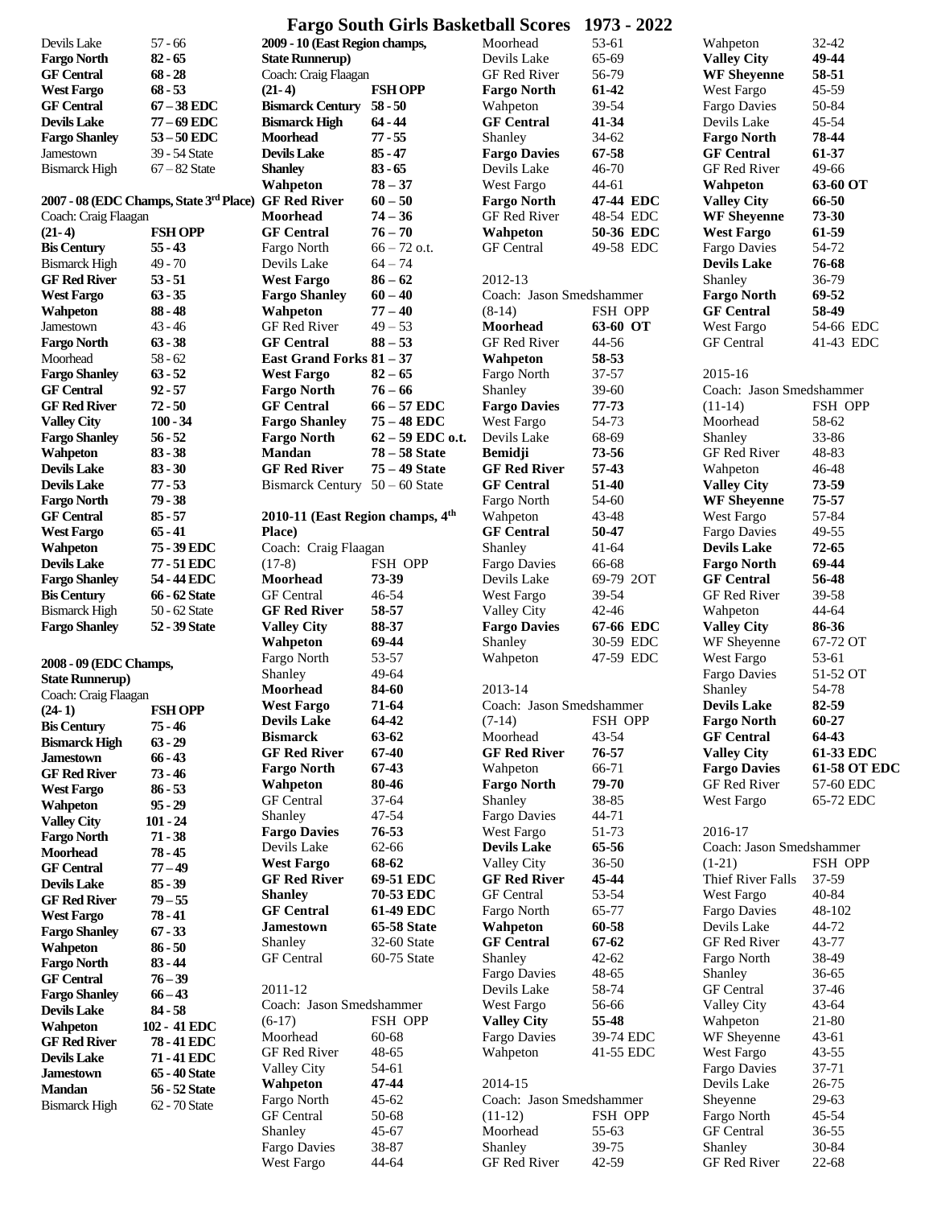# Fargo South Girls Basketball Scores 1973 - 2022

| | |
|---|---|
| Devils Lake | 57 - 66 |
| **Fargo North** | **82 - 65** |
| **GF Central** | **68 - 28** |
| **West Fargo** | **68 - 53** |
| **GF Central** | **67 – 38 EDC** |
| **Devils Lake** | **77 – 69 EDC** |
| **Fargo Shanley** | **53 – 50 EDC** |
| Jamestown | 39 - 54 State |
| Bismarck High | 67 – 82 State |

**2007 - 08 (EDC Champs, State 3rd Place)**

Coach: Craig Flaagan

| (21- 4) | FSH OPP |
|---|---|
| **Bis Century** | **55 - 43** |
| Bismarck High | 49 - 70 |
| **GF Red River** | **53 - 51** |
| **West Fargo** | **63 - 35** |
| **Wahpeton** | **88 - 48** |
| Jamestown | 43 - 46 |
| **Fargo North** | **63 - 38** |
| Moorhead | 58 - 62 |
| **Fargo Shanley** | **63 - 52** |
| **GF Central** | **92 - 57** |
| **GF Red River** | **72 - 50** |
| **Valley City** | **100 - 34** |
| **Fargo Shanley** | **56 - 52** |
| **Wahpeton** | **83 - 38** |
| **Devils Lake** | **83 - 30** |
| **Devils Lake** | **77 - 53** |
| **Fargo North** | **79 - 38** |
| **GF Central** | **85 - 57** |
| **West Fargo** | **65 - 41** |
| **Wahpeton** | **75 - 39 EDC** |
| **Devils Lake** | **77 - 51 EDC** |
| **Fargo Shanley** | **54 - 44 EDC** |
| **Bis Century** | **66 - 62 State** |
| Bismarck High | 50 - 62 State |
| **Fargo Shanley** | **52 - 39 State** |

**2008 - 09 (EDC Champs, State Runnerup)**

Coach: Craig Flaagan

| (24- 1) | FSH OPP |
|---|---|
| **Bis Century** | **75 - 46** |
| **Bismarck High** | **63 - 29** |
| **Jamestown** | **66 - 43** |
| **GF Red River** | **73 - 46** |
| **West Fargo** | **86 - 53** |
| **Wahpeton** | **95 - 29** |
| **Valley City** | **101 - 24** |
| **Fargo North** | **71 - 38** |
| **Moorhead** | **78 - 45** |
| **GF Central** | **77 – 49** |
| **Devils Lake** | **85 - 39** |
| **GF Red River** | **79 – 55** |
| **West Fargo** | **78 - 41** |
| **Fargo Shanley** | **67 - 33** |
| **Wahpeton** | **86 - 50** |
| **Fargo North** | **83 - 44** |
| **GF Central** | **76 – 39** |
| **Fargo Shanley** | **66 – 43** |
| **Devils Lake** | **84 - 58** |
| **Wahpeton** | **102 - 41 EDC** |
| **GF Red River** | **78 - 41 EDC** |
| **Devils Lake** | **71 - 41 EDC** |
| **Jamestown** | **65 - 40 State** |
| **Mandan** | **56 - 52 State** |
| Bismarck High | 62 - 70 State |

**2009 - 10 (East Region champs, State Runnerup)**

Coach: Craig Flaagan

| (21- 4) | FSH OPP |
|---|---|
| **Bismarck Century** | **58 - 50** |
| **Bismarck High** | **64 - 44** |
| **Moorhead** | **77 - 55** |
| **Devils Lake** | **85 - 47** |
| **Shanley** | **83 - 65** |
| **Wahpeton** | **78 – 37** |
| **GF Red River** | **60 – 50** |
| **Moorhead** | **74 – 36** |
| **GF Central** | **76 – 70** |
| Fargo North | 66 – 72 o.t. |
| Devils Lake | 64 – 74 |
| **West Fargo** | **86 – 62** |
| **Fargo Shanley** | **60 – 40** |
| **Wahpeton** | **77 – 40** |
| GF Red River | 49 – 53 |
| **GF Central** | **88 – 53** |
| **East Grand Forks** | **81 – 37** |
| **West Fargo** | **82 – 65** |
| **Fargo North** | **76 – 66** |
| **GF Central** | **66 – 57 EDC** |
| **Fargo Shanley** | **75 – 48 EDC** |
| **Fargo North** | **62 – 59 EDC o.t.** |
| **Mandan** | **78 – 58 State** |
| **GF Red River** | **75 – 49 State** |
| Bismarck Century | 50 – 60 State |

**2010-11 (East Region champs, 4th Place)**

Coach: Craig Flaagan

| (17-8) | FSH OPP |
|---|---|
| **Moorhead** | **73-39** |
| GF Central | 46-54 |
| **GF Red River** | **58-57** |
| **Valley City** | **88-37** |
| **Wahpeton** | **69-44** |
| Fargo North | 53-57 |
| Shanley | 49-64 |
| **Moorhead** | **84-60** |
| **West Fargo** | **71-64** |
| **Devils Lake** | **64-42** |
| **Bismarck** | **63-62** |
| **GF Red River** | **67-40** |
| **Fargo North** | **67-43** |
| **Wahpeton** | **80-46** |
| GF Central | 37-64 |
| Shanley | 47-54 |
| **Fargo Davies** | **76-53** |
| Devils Lake | 62-66 |
| **West Fargo** | **68-62** |
| **GF Red River** | **69-51 EDC** |
| **Shanley** | **70-53 EDC** |
| **GF Central** | **61-49 EDC** |
| **Jamestown** | **65-58 State** |
| Shanley | 32-60 State |
| GF Central | 60-75 State |

2011-12

Coach: Jason Smedshammer

| (6-17) | FSH OPP |
|---|---|
| Moorhead | 60-68 |
| GF Red River | 48-65 |
| Valley City | 54-61 |
| **Wahpeton** | **47-44** |
| Fargo North | 45-62 |
| GF Central | 50-68 |
| Shanley | 45-67 |
| Fargo Davies | 38-87 |
| West Fargo | 44-64 |
| Moorhead | 53-61 |
| Devils Lake | 65-69 |
| GF Red River | 56-79 |
| **Fargo North** | **61-42** |
| Wahpeton | 39-54 |
| **GF Central** | **41-34** |
| Shanley | 34-62 |
| **Fargo Davies** | **67-58** |
| Devils Lake | 46-70 |
| West Fargo | 44-61 |
| **Fargo North** | **47-44 EDC** |
| GF Red River | 48-54 EDC |
| **Wahpeton** | **50-36 EDC** |
| GF Central | 49-58 EDC |

2012-13

Coach: Jason Smedshammer

| (8-14) | FSH OPP |
|---|---|
| **Moorhead** | **63-60 OT** |
| GF Red River | 44-56 |
| **Wahpeton** | **58-53** |
| Fargo North | 37-57 |
| Shanley | 39-60 |
| **Fargo Davies** | **77-73** |
| West Fargo | 54-73 |
| Devils Lake | 68-69 |
| **Bemidji** | **73-56** |
| **GF Red River** | **57-43** |
| **GF Central** | **51-40** |
| Fargo North | 54-60 |
| Wahpeton | 43-48 |
| **GF Central** | **50-47** |
| Shanley | 41-64 |
| Fargo Davies | 66-68 |
| Devils Lake | 69-79 2OT |
| West Fargo | 39-54 |
| Valley City | 42-46 |
| **Fargo Davies** | **67-66 EDC** |
| Shanley | 30-59 EDC |
| Wahpeton | 47-59 EDC |

2013-14

Coach: Jason Smedshammer

| (7-14) | FSH OPP |
|---|---|
| Moorhead | 43-54 |
| **GF Red River** | **76-57** |
| Wahpeton | 66-71 |
| **Fargo North** | **79-70** |
| Shanley | 38-85 |
| Fargo Davies | 44-71 |
| West Fargo | 51-73 |
| **Devils Lake** | **65-56** |
| Valley City | 36-50 |
| **GF Red River** | **45-44** |
| GF Central | 53-54 |
| Fargo North | 65-77 |
| **Wahpeton** | **60-58** |
| **GF Central** | **67-62** |
| Shanley | 42-62 |
| Fargo Davies | 48-65 |
| Devils Lake | 58-74 |
| West Fargo | 56-66 |
| **Valley City** | **55-48** |
| Fargo Davies | 39-74 EDC |
| Wahpeton | 41-55 EDC |

2014-15

Coach: Jason Smedshammer

| (11-12) | FSH OPP |
|---|---|
| Moorhead | 55-63 |
| Shanley | 39-75 |
| GF Red River | 42-59 |
| Wahpeton | 32-42 |
| **Valley City** | **49-44** |
| **WF Sheyenne** | **58-51** |
| West Fargo | 45-59 |
| Fargo Davies | 50-84 |
| Devils Lake | 45-54 |
| **Fargo North** | **78-44** |
| **GF Central** | **61-37** |
| GF Red River | 49-66 |
| **Wahpeton** | **63-60 OT** |
| **Valley City** | **66-50** |
| **WF Sheyenne** | **73-30** |
| **West Fargo** | **61-59** |
| Fargo Davies | 54-72 |
| **Devils Lake** | **76-68** |
| Shanley | 36-79 |
| **Fargo North** | **69-52** |
| **GF Central** | **58-49** |
| West Fargo | 54-66 EDC |
| GF Central | 41-43 EDC |

2015-16

Coach: Jason Smedshammer

| (11-14) | FSH OPP |
|---|---|
| Moorhead | 58-62 |
| Shanley | 33-86 |
| GF Red River | 48-83 |
| Wahpeton | 46-48 |
| **Valley City** | **73-59** |
| **WF Sheyenne** | **75-57** |
| West Fargo | 57-84 |
| Fargo Davies | 49-55 |
| **Devils Lake** | **72-65** |
| **Fargo North** | **69-44** |
| **GF Central** | **56-48** |
| GF Red River | 39-58 |
| Wahpeton | 44-64 |
| **Valley City** | **86-36** |
| WF Sheyenne | 67-72 OT |
| West Fargo | 53-61 |
| Fargo Davies | 51-52 OT |
| Shanley | 54-78 |
| **Devils Lake** | **82-59** |
| **Fargo North** | **60-27** |
| **GF Central** | **64-43** |
| **Valley City** | **61-33 EDC** |
| **Fargo Davies** | **61-58 OT EDC** |
| GF Red River | 57-60 EDC |
| West Fargo | 65-72 EDC |

2016-17

Coach: Jason Smedshammer

| (1-21) | FSH OPP |
|---|---|
| Thief River Falls | 37-59 |
| West Fargo | 40-84 |
| Fargo Davies | 48-102 |
| Devils Lake | 44-72 |
| GF Red River | 43-77 |
| Fargo North | 38-49 |
| Shanley | 36-65 |
| GF Central | 37-46 |
| Valley City | 43-64 |
| Wahpeton | 21-80 |
| WF Sheyenne | 43-61 |
| West Fargo | 43-55 |
| Fargo Davies | 37-71 |
| Devils Lake | 26-75 |
| Sheyenne | 29-63 |
| Fargo North | 45-54 |
| GF Central | 36-55 |
| Shanley | 30-84 |
| GF Red River | 22-68 |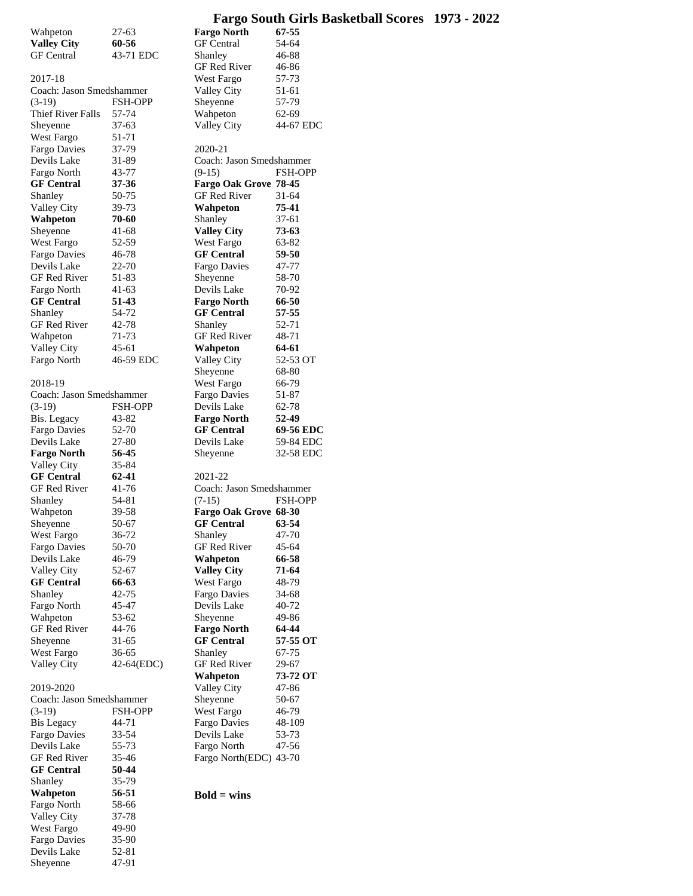# Fargo South Girls Basketball Scores 1973 - 2022

| | |
|---|---|
| Wahpeton | 27-63 |
| **Valley City** | **60-56** |
| GF Central | 43-71 EDC |

2017-18
Coach: Jason Smedshammer

| (3-19) | FSH-OPP |
|---|---|
| Thief River Falls | 57-74 |
| Sheyenne | 37-63 |
| West Fargo | 51-71 |
| Fargo Davies | 37-79 |
| Devils Lake | 31-89 |
| Fargo North | 43-77 |
| **GF Central** | **37-36** |
| Shanley | 50-75 |
| Valley City | 39-73 |
| **Wahpeton** | **70-60** |
| Sheyenne | 41-68 |
| West Fargo | 52-59 |
| Fargo Davies | 46-78 |
| Devils Lake | 22-70 |
| GF Red River | 51-83 |
| Fargo North | 41-63 |
| **GF Central** | **51-43** |
| Shanley | 54-72 |
| GF Red River | 42-78 |
| Wahpeton | 71-73 |
| Valley City | 45-61 |
| Fargo North | 46-59 EDC |

2018-19
Coach: Jason Smedshammer

| (3-19) | FSH-OPP |
|---|---|
| Bis. Legacy | 43-82 |
| Fargo Davies | 52-70 |
| Devils Lake | 27-80 |
| **Fargo North** | **56-45** |
| Valley City | 35-84 |
| **GF Central** | **62-41** |
| GF Red River | 41-76 |
| Shanley | 54-81 |
| Wahpeton | 39-58 |
| Sheyenne | 50-67 |
| West Fargo | 36-72 |
| Fargo Davies | 50-70 |
| Devils Lake | 46-79 |
| Valley City | 52-67 |
| **GF Central** | **66-63** |
| Shanley | 42-75 |
| Fargo North | 45-47 |
| Wahpeton | 53-62 |
| GF Red River | 44-76 |
| Sheyenne | 31-65 |
| West Fargo | 36-65 |
| Valley City | 42-64(EDC) |

2019-2020
Coach: Jason Smedshammer

| (3-19) | FSH-OPP |
|---|---|
| Bis Legacy | 44-71 |
| Fargo Davies | 33-54 |
| Devils Lake | 55-73 |
| GF Red River | 35-46 |
| **GF Central** | **50-44** |
| Shanley | 35-79 |
| **Wahpeton** | **56-51** |
| Fargo North | 58-66 |
| Valley City | 37-78 |
| West Fargo | 49-90 |
| Fargo Davies | 35-90 |
| Devils Lake | 52-81 |
| Sheyenne | 47-91 |
| **Fargo North** | **67-55** |
| GF Central | 54-64 |
| Shanley | 46-88 |
| GF Red River | 46-86 |
| West Fargo | 57-73 |
| Valley City | 51-61 |
| Sheyenne | 57-79 |
| Wahpeton | 62-69 |
| Valley City | 44-67 EDC |

2020-21
Coach: Jason Smedshammer

| (9-15) | FSH-OPP |
|---|---|
| **Fargo Oak Grove** | **78-45** |
| GF Red River | 31-64 |
| **Wahpeton** | **75-41** |
| Shanley | 37-61 |
| **Valley City** | **73-63** |
| West Fargo | 63-82 |
| **GF Central** | **59-50** |
| Fargo Davies | 47-77 |
| Sheyenne | 58-70 |
| Devils Lake | 70-92 |
| **Fargo North** | **66-50** |
| **GF Central** | **57-55** |
| Shanley | 52-71 |
| GF Red River | 48-71 |
| **Wahpeton** | **64-61** |
| Valley City | 52-53 OT |
| Sheyenne | 68-80 |
| West Fargo | 66-79 |
| Fargo Davies | 51-87 |
| Devils Lake | 62-78 |
| **Fargo North** | **52-49** |
| **GF Central** | **69-56 EDC** |
| Devils Lake | 59-84 EDC |
| Sheyenne | 32-58 EDC |

2021-22
Coach: Jason Smedshammer

| (7-15) | FSH-OPP |
|---|---|
| **Fargo Oak Grove** | **68-30** |
| **GF Central** | **63-54** |
| Shanley | 47-70 |
| GF Red River | 45-64 |
| **Wahpeton** | **66-58** |
| **Valley City** | **71-64** |
| West Fargo | 48-79 |
| Fargo Davies | 34-68 |
| Devils Lake | 40-72 |
| Sheyenne | 49-86 |
| **Fargo North** | **64-44** |
| **GF Central** | **57-55 OT** |
| Shanley | 67-75 |
| GF Red River | 29-67 |
| **Wahpeton** | **73-72 OT** |
| Valley City | 47-86 |
| Sheyenne | 50-67 |
| West Fargo | 46-79 |
| Fargo Davies | 48-109 |
| Devils Lake | 53-73 |
| Fargo North | 47-56 |
| Fargo North(EDC) | 43-70 |

**Bold = wins**